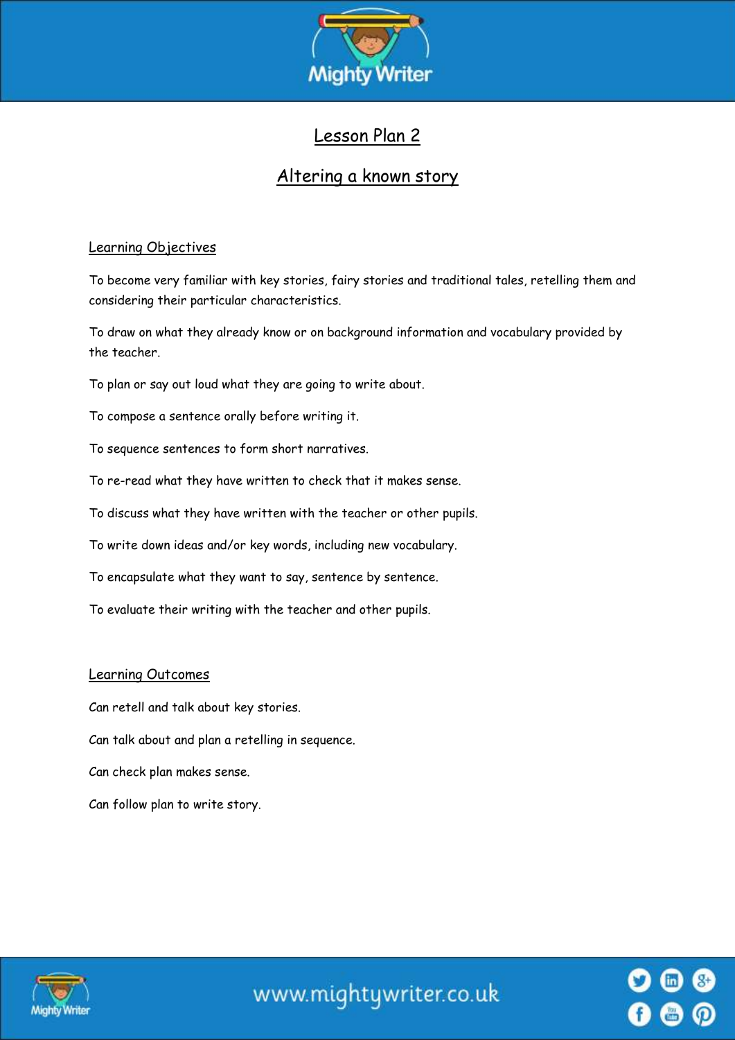# Lesson Plan 2

## Altering a known story

### Learning Objectives

To become very familiar with key stories, fairy stories and traditional tales, retelling them and considering their particular characteristics.

To draw on what they already know or on background information and vocabulary provided by the teacher.

To plan or say out loud what they are going to write about.

To compose a sentence orally before writing it.

To sequence sentences to form short narratives.

To re-read what they have written to check that it makes sense.

To discuss what they have written with the teacher or other pupils.

To write down ideas and/or key words, including new vocabulary.

To encapsulate what they want to say, sentence by sentence.

To evaluate their writing with the teacher and other pupils.

### Learning Outcomes

Can retell and talk about key stories.

Can talk about and plan a retelling in sequence.

Can check plan makes sense.

Can follow plan to write story.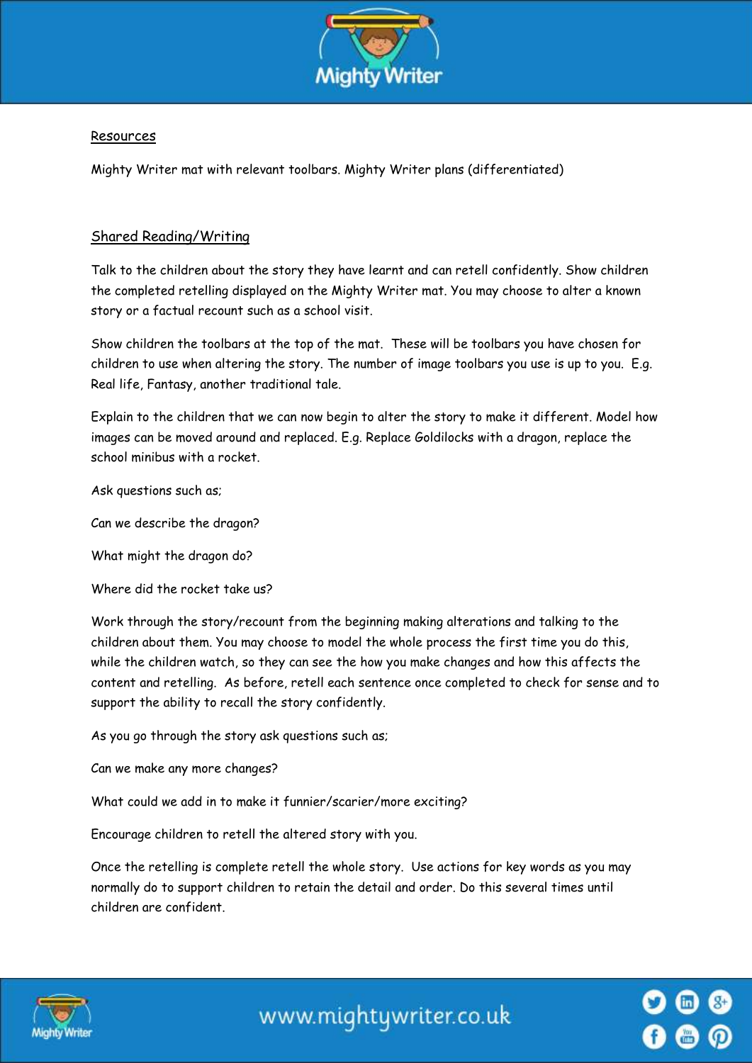## Resources

Mighty Writer mat with relevant toolbars. Mighty Writer plans (differentiated)

## Shared Reading/Writing

Talk to the children about the story they have learnt and can retell confidently. Show children the completed retelling displayed on the Mighty Writer mat. You may choose to alter a known story or a factual recount such as a school visit.

Show children the toolbars at the top of the mat. These will be toolbars you have chosen for children to use when altering the story. The number of image toolbars you use is up to you. E.g. Real life, Fantasy, another traditional tale.

Explain to the children that we can now begin to alter the story to make it different. Model how images can be moved around and replaced. E.g. Replace Goldilocks with a dragon, replace the school minibus with a rocket.

Ask questions such as;

Can we describe the dragon?

What might the dragon do?

Where did the rocket take us?

Work through the story/recount from the beginning making alterations and talking to the children about them. You may choose to model the whole process the first time you do this, while the children watch, so they can see the how you make changes and how this affects the content and retelling. As before, retell each sentence once completed to check for sense and to support the ability to recall the story confidently.

As you go through the story ask questions such as;

Can we make any more changes?

What could we add in to make it funnier/scarier/more exciting?

Encourage children to retell the altered story with you.

Once the retelling is complete retell the whole story. Use actions for key words as you may normally do to support children to retain the detail and order. Do this several times until children are confident.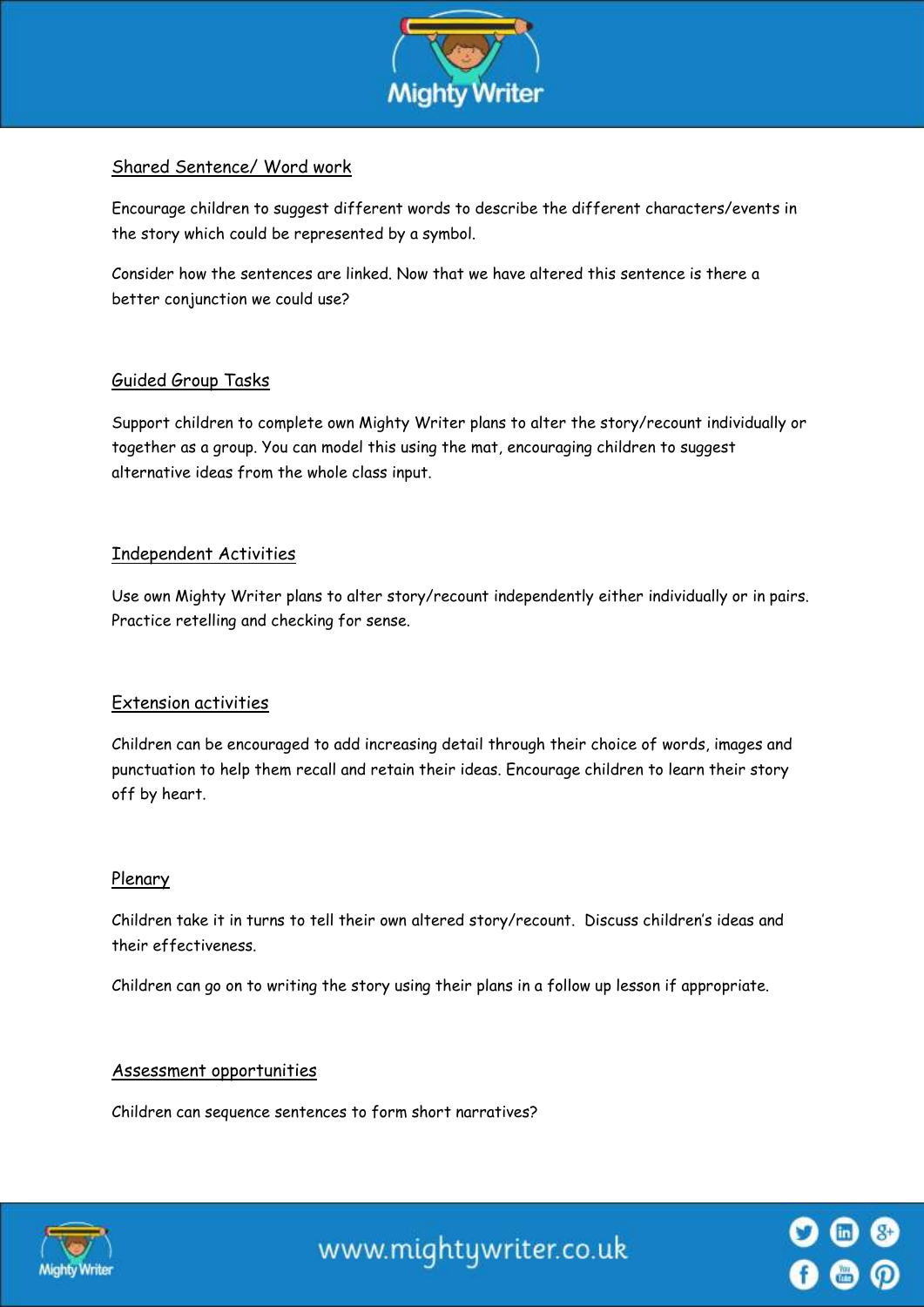## Shared Sentence/ Word work

Encourage children to suggest different words to describe the different characters/events in the story which could be represented by a symbol.

Consider how the sentences are linked. Now that we have altered this sentence is there a better conjunction we could use?

## Guided Group Tasks

Support children to complete own Mighty Writer plans to alter the story/recount individually or together as a group. You can model this using the mat, encouraging children to suggest alternative ideas from the whole class input.

## Independent Activities

Use own Mighty Writer plans to alter story/recount independently either individually or in pairs. Practice retelling and checking for sense.

## Extension activities

Children can be encouraged to add increasing detail through their choice of words, images and punctuation to help them recall and retain their ideas. Encourage children to learn their story off by heart.

## Plenary

Children take it in turns to tell their own altered story/recount. Discuss children's ideas and their effectiveness.

Children can go on to writing the story using their plans in a follow up lesson if appropriate.

## Assessment opportunities

Children can sequence sentences to form short narratives?